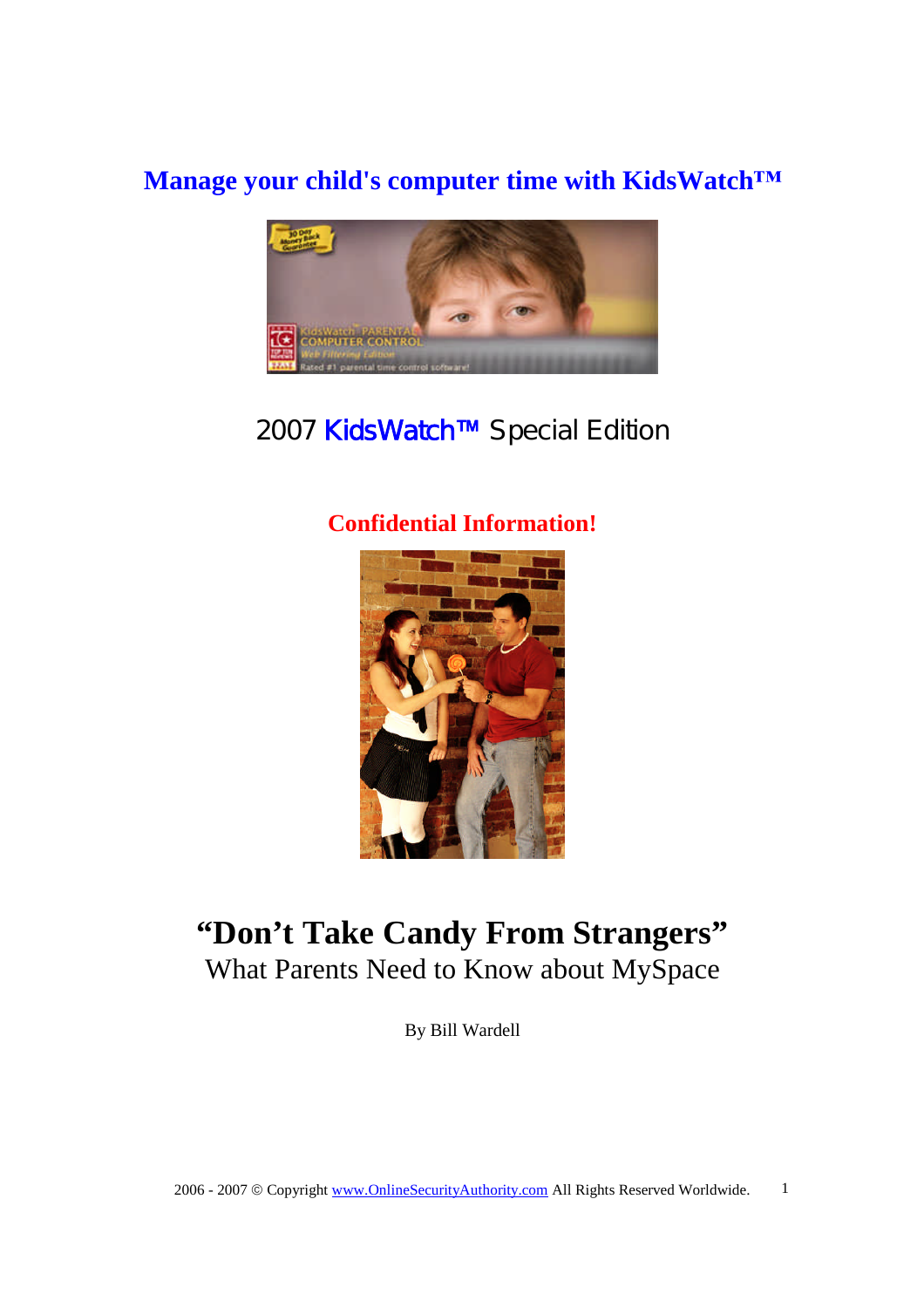**Manage your child's computer time with KidsWatch™**

2007 KidsWatch™ Special Edition

**Confidential Information!**

# "Don't Take Candy From Strangers"

What Parents Need to Know about MySpace

By Bill Wardell

2006 - 2007 © Copyright www.OnlineSecurityAuthority.com All Rights Reserved Worldwide.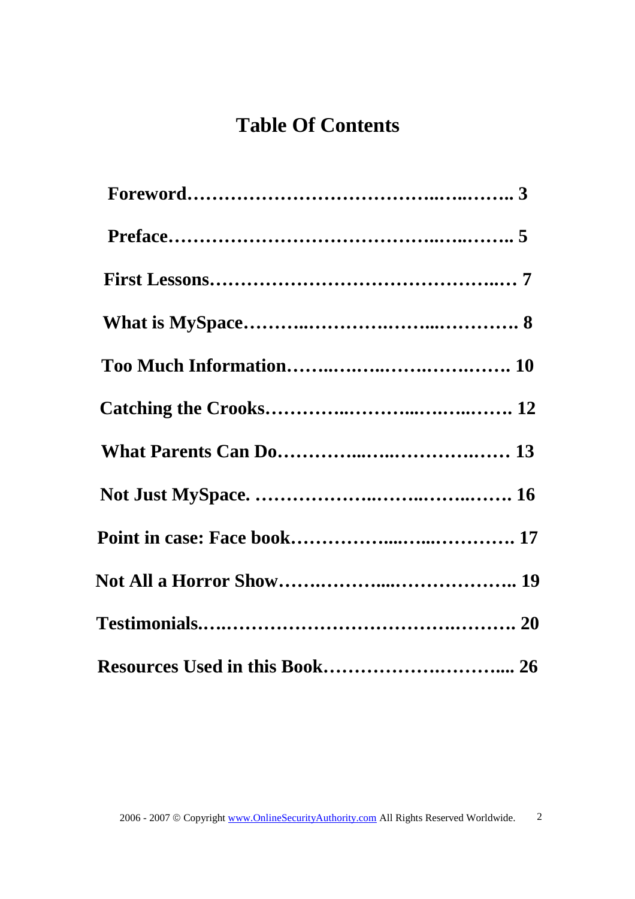# Table Of Contents

**Foreword……………………………………..…..…….. 3**

**Preface…………………………………….…..…….. 5**

**First Lessons…………………………………….…… 7**

**What is MySpace………..……………..……...…………. 8**

**Too Much Information……..…..…..…….…….……. 10**

**Catching the Crooks…………..………...…..…..……. 12**

**What Parents Can Do…………...…...……………..…… 13**

**Not Just MySpace. ………………..……..……..……. 16**

**Point in case: Face book……………...…...…………. 17**

**Not All a Horror Show…….…………....……………….. 19**

**Testimonials.….………………………………..………. 20**

**Resources Used in this Book……………….……….... 26**

2006 - 2007 © Copyright www.OnlineSecurityAuthority.com All Rights Reserved Worldwide.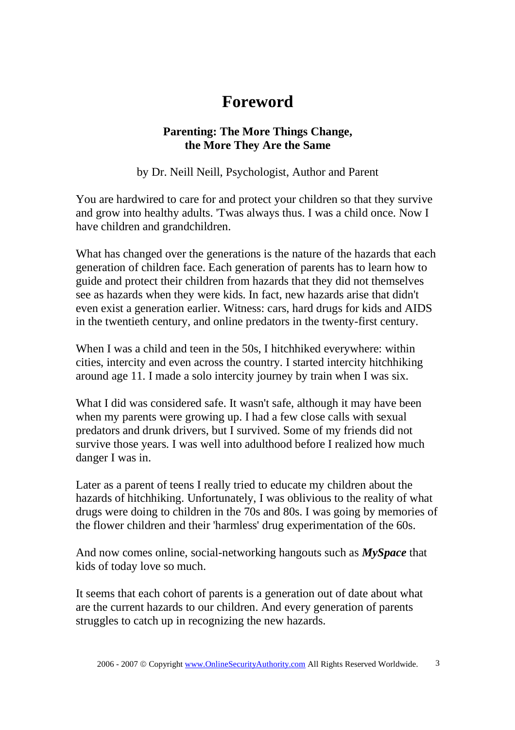# Foreword

### Parenting: The More Things Change, the More They Are the Same

by Dr. Neill Neill, Psychologist, Author and Parent

You are hardwired to care for and protect your children so that they survive and grow into healthy adults. 'Twas always thus. I was a child once. Now I have children and grandchildren.

What has changed over the generations is the nature of the hazards that each generation of children face. Each generation of parents has to learn how to guide and protect their children from hazards that they did not themselves see as hazards when they were kids. In fact, new hazards arise that didn't even exist a generation earlier. Witness: cars, hard drugs for kids and AIDS in the twentieth century, and online predators in the twenty-first century.

When I was a child and teen in the 50s, I hitchhiked everywhere: within cities, intercity and even across the country. I started intercity hitchhiking around age 11. I made a solo intercity journey by train when I was six.

What I did was considered safe. It wasn't safe, although it may have been when my parents were growing up. I had a few close calls with sexual predators and drunk drivers, but I survived. Some of my friends did not survive those years. I was well into adulthood before I realized how much danger I was in.

Later as a parent of teens I really tried to educate my children about the hazards of hitchhiking. Unfortunately, I was oblivious to the reality of what drugs were doing to children in the 70s and 80s. I was going by memories of the flower children and their 'harmless' drug experimentation of the 60s.

And now comes online, social-networking hangouts such as ***MySpace*** that kids of today love so much.

It seems that each cohort of parents is a generation out of date about what are the current hazards to our children. And every generation of parents struggles to catch up in recognizing the new hazards.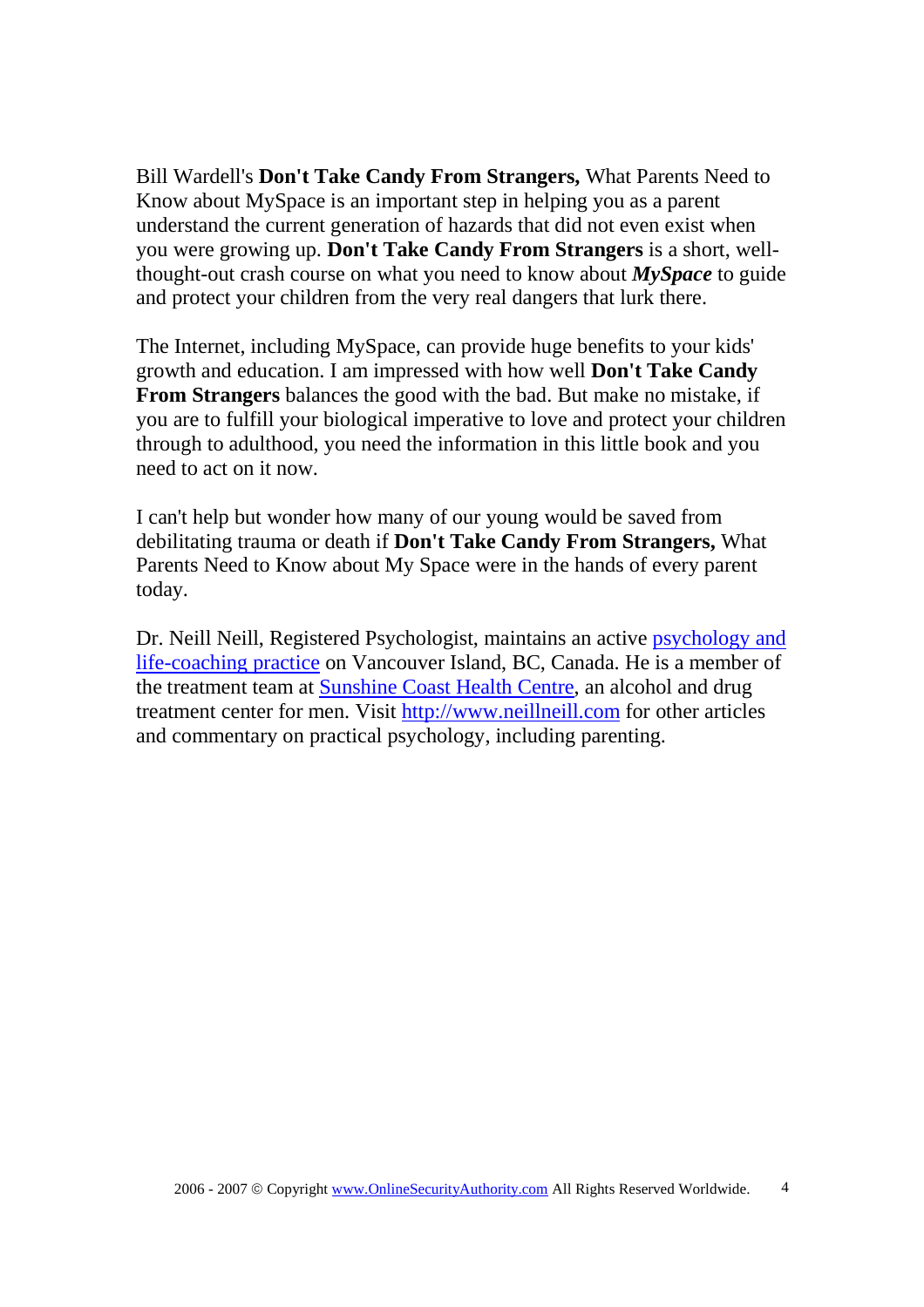Bill Wardell's **Don't Take Candy From Strangers,** What Parents Need to Know about MySpace is an important step in helping you as a parent understand the current generation of hazards that did not even exist when you were growing up. **Don't Take Candy From Strangers** is a short, well-thought-out crash course on what you need to know about ***MySpace*** to guide and protect your children from the very real dangers that lurk there.

The Internet, including MySpace, can provide huge benefits to your kids' growth and education. I am impressed with how well **Don't Take Candy From Strangers** balances the good with the bad. But make no mistake, if you are to fulfill your biological imperative to love and protect your children through to adulthood, you need the information in this little book and you need to act on it now.

I can't help but wonder how many of our young would be saved from debilitating trauma or death if **Don't Take Candy From Strangers,** What Parents Need to Know about My Space were in the hands of every parent today.

Dr. Neill Neill, Registered Psychologist, maintains an active [psychology and life-coaching practice]() on Vancouver Island, BC, Canada. He is a member of the treatment team at [Sunshine Coast Health Centre](), an alcohol and drug treatment center for men. Visit [http://www.neillneill.com](http://www.neillneill.com) for other articles and commentary on practical psychology, including parenting.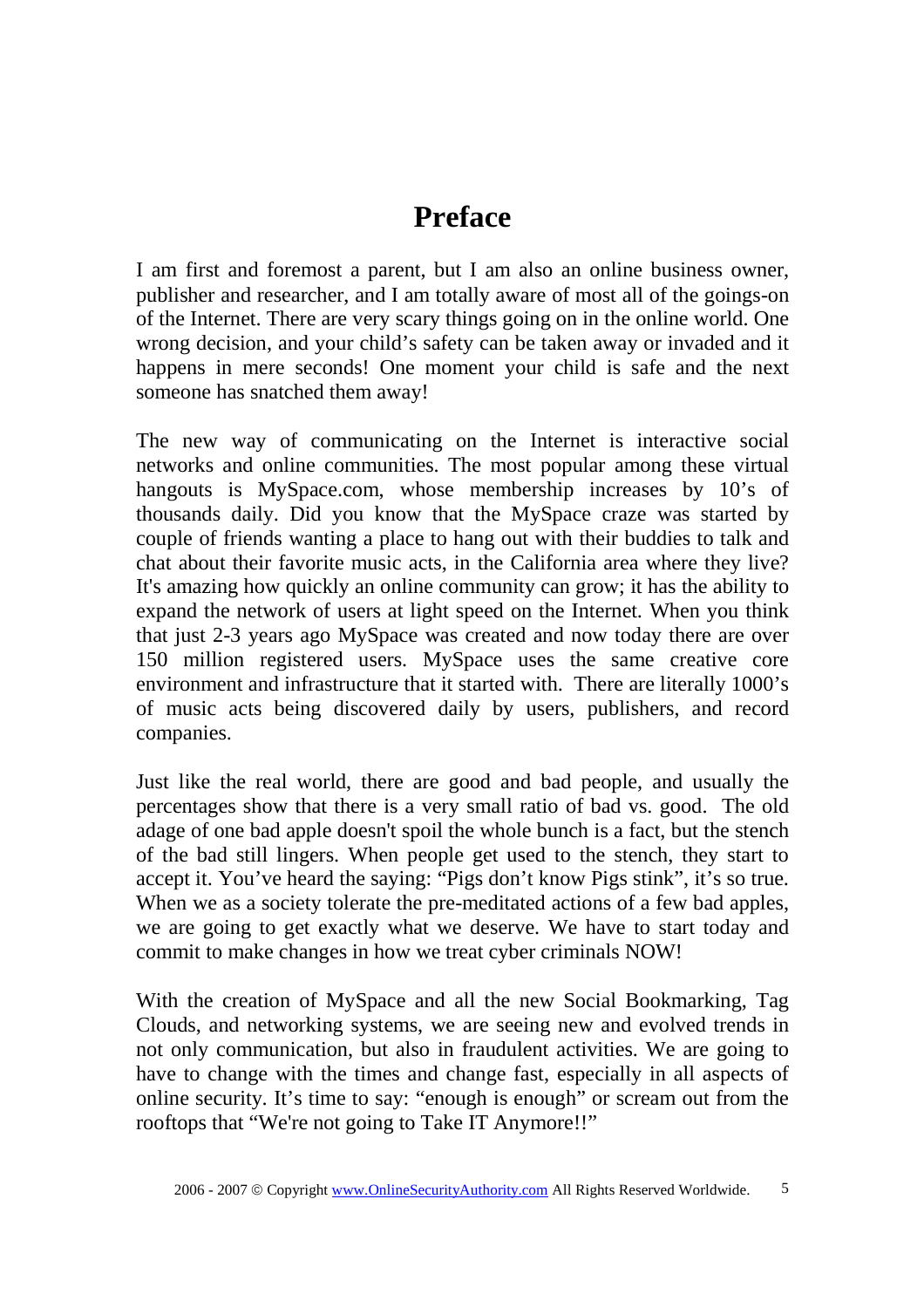# Preface

I am first and foremost a parent, but I am also an online business owner, publisher and researcher, and I am totally aware of most all of the goings-on of the Internet. There are very scary things going on in the online world. One wrong decision, and your child's safety can be taken away or invaded and it happens in mere seconds! One moment your child is safe and the next someone has snatched them away!

The new way of communicating on the Internet is interactive social networks and online communities. The most popular among these virtual hangouts is MySpace.com, whose membership increases by 10's of thousands daily. Did you know that the MySpace craze was started by couple of friends wanting a place to hang out with their buddies to talk and chat about their favorite music acts, in the California area where they live? It's amazing how quickly an online community can grow; it has the ability to expand the network of users at light speed on the Internet. When you think that just 2-3 years ago MySpace was created and now today there are over 150 million registered users. MySpace uses the same creative core environment and infrastructure that it started with. There are literally 1000's of music acts being discovered daily by users, publishers, and record companies.

Just like the real world, there are good and bad people, and usually the percentages show that there is a very small ratio of bad vs. good. The old adage of one bad apple doesn't spoil the whole bunch is a fact, but the stench of the bad still lingers. When people get used to the stench, they start to accept it. You've heard the saying: "Pigs don't know Pigs stink", it's so true. When we as a society tolerate the pre-meditated actions of a few bad apples, we are going to get exactly what we deserve. We have to start today and commit to make changes in how we treat cyber criminals NOW!

With the creation of MySpace and all the new Social Bookmarking, Tag Clouds, and networking systems, we are seeing new and evolved trends in not only communication, but also in fraudulent activities. We are going to have to change with the times and change fast, especially in all aspects of online security. It's time to say: "enough is enough" or scream out from the rooftops that "We're not going to Take IT Anymore!!"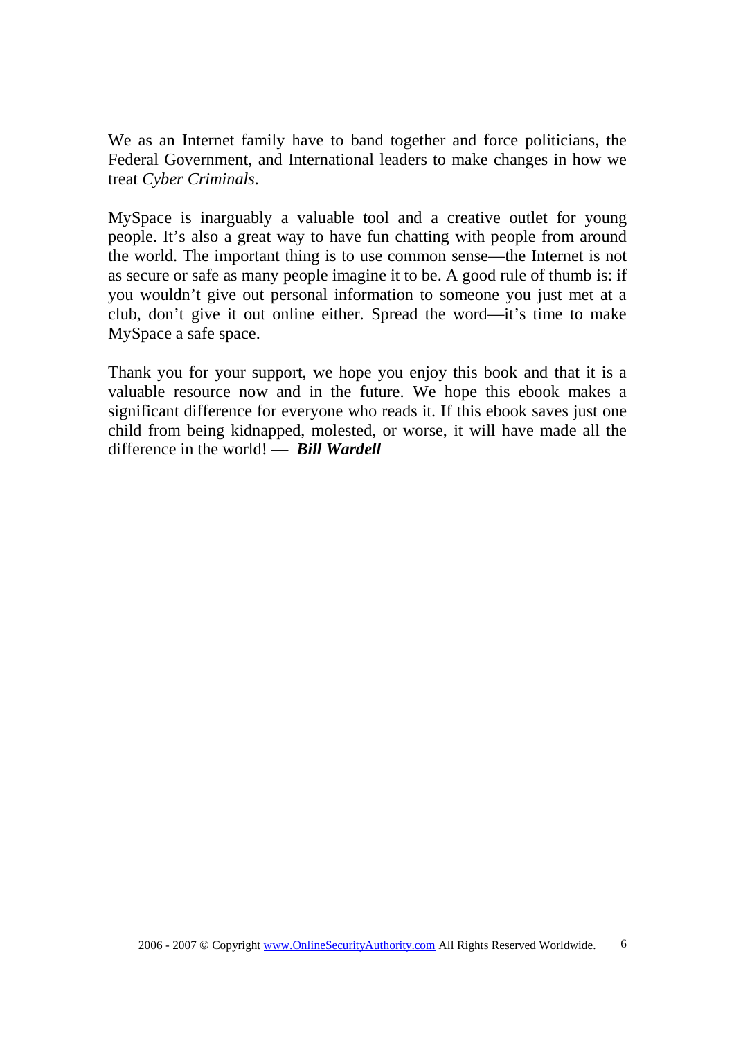We as an Internet family have to band together and force politicians, the Federal Government, and International leaders to make changes in how we treat *Cyber Criminals*.

MySpace is inarguably a valuable tool and a creative outlet for young people. It's also a great way to have fun chatting with people from around the world. The important thing is to use common sense—the Internet is not as secure or safe as many people imagine it to be. A good rule of thumb is: if you wouldn't give out personal information to someone you just met at a club, don't give it out online either. Spread the word—it's time to make MySpace a safe space.

Thank you for your support, we hope you enjoy this book and that it is a valuable resource now and in the future. We hope this ebook makes a significant difference for everyone who reads it. If this ebook saves just one child from being kidnapped, molested, or worse, it will have made all the difference in the world! — ***Bill Wardell***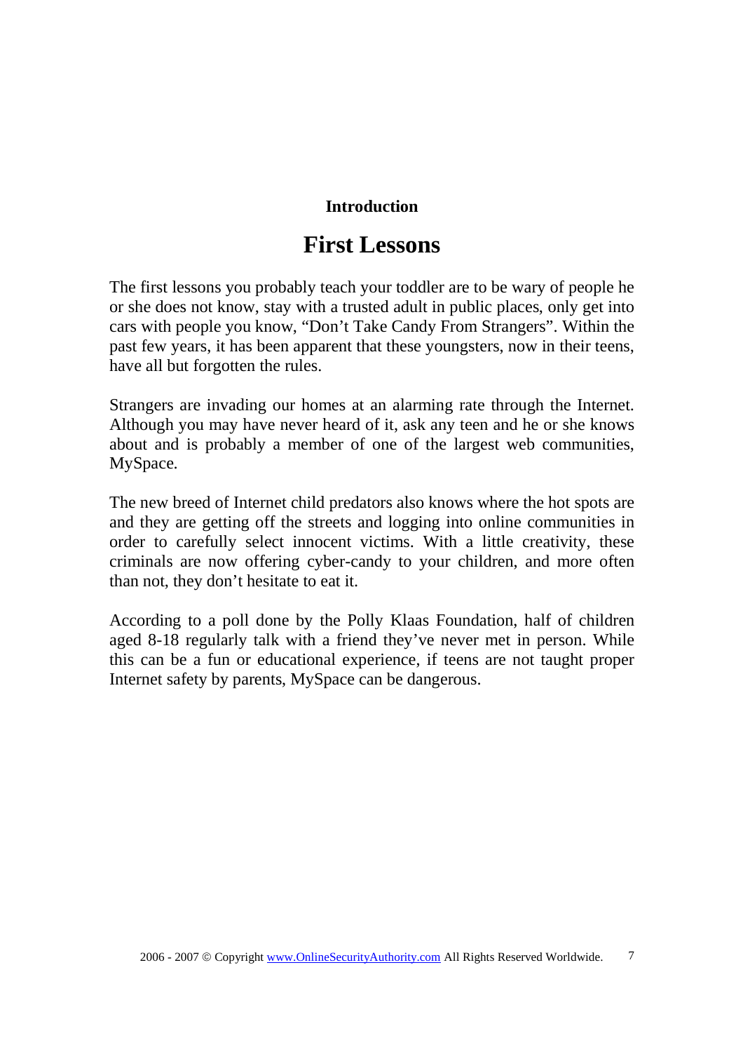**Introduction**

# First Lessons

The first lessons you probably teach your toddler are to be wary of people he or she does not know, stay with a trusted adult in public places, only get into cars with people you know, "Don't Take Candy From Strangers". Within the past few years, it has been apparent that these youngsters, now in their teens, have all but forgotten the rules.

Strangers are invading our homes at an alarming rate through the Internet. Although you may have never heard of it, ask any teen and he or she knows about and is probably a member of one of the largest web communities, MySpace.

The new breed of Internet child predators also knows where the hot spots are and they are getting off the streets and logging into online communities in order to carefully select innocent victims. With a little creativity, these criminals are now offering cyber-candy to your children, and more often than not, they don't hesitate to eat it.

According to a poll done by the Polly Klaas Foundation, half of children aged 8-18 regularly talk with a friend they've never met in person. While this can be a fun or educational experience, if teens are not taught proper Internet safety by parents, MySpace can be dangerous.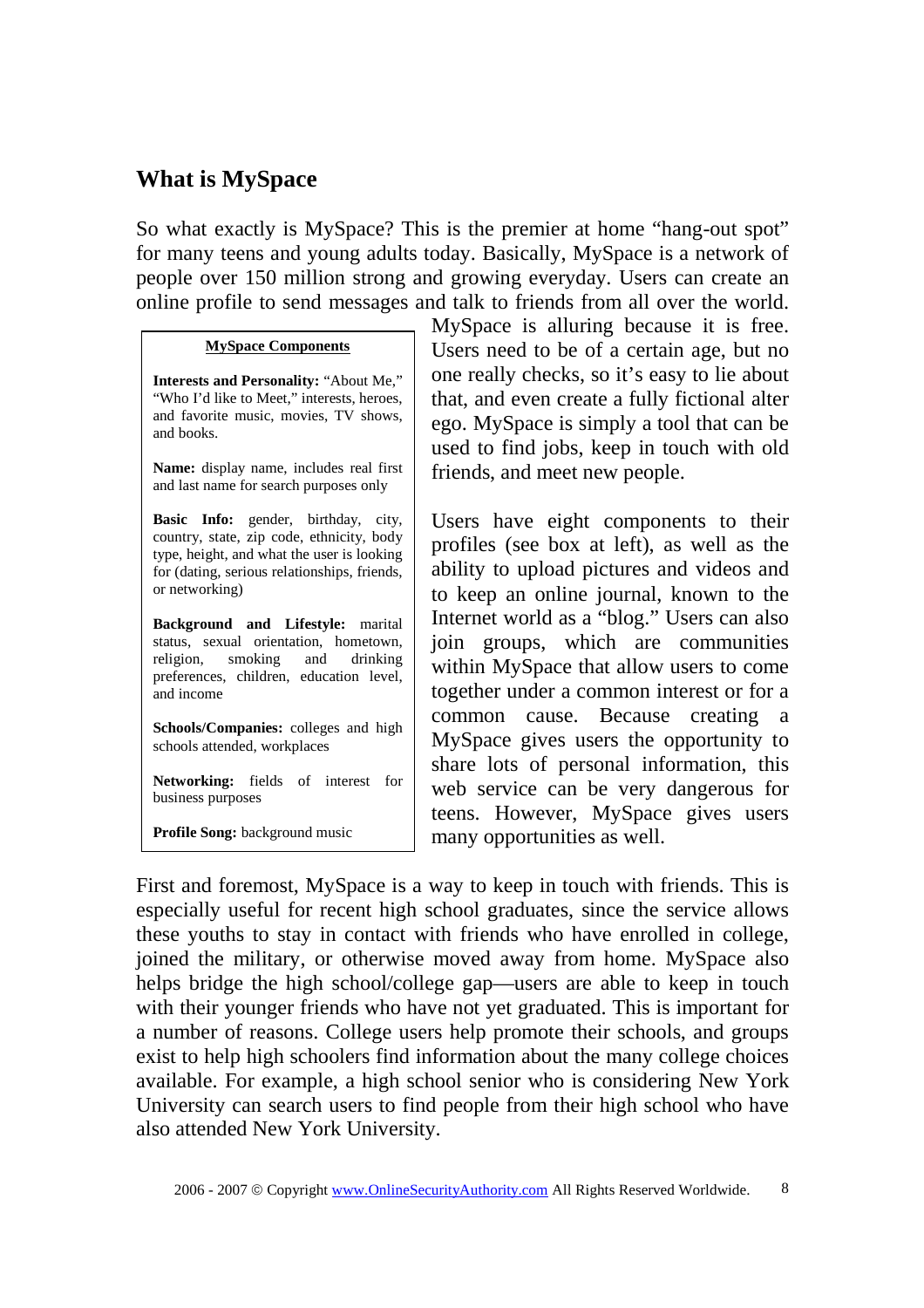## What is MySpace

So what exactly is MySpace? This is the premier at home "hang-out spot" for many teens and young adults today. Basically, MySpace is a network of people over 150 million strong and growing everyday. Users can create an online profile to send messages and talk to friends from all over the world. MySpace is alluring because it is free. Users need to be of a certain age, but no one really checks, so it's easy to lie about that, and even create a fully fictional alter ego. MySpace is simply a tool that can be used to find jobs, keep in touch with old friends, and meet new people.

> **MySpace Components**
>
> **Interests and Personality:** "About Me," "Who I'd like to Meet," interests, heroes, and favorite music, movies, TV shows, and books.
>
> **Name:** display name, includes real first and last name for search purposes only
>
> **Basic Info:** gender, birthday, city, country, state, zip code, ethnicity, body type, height, and what the user is looking for (dating, serious relationships, friends, or networking)
>
> **Background and Lifestyle:** marital status, sexual orientation, hometown, religion, smoking and drinking preferences, children, education level, and income
>
> **Schools/Companies:** colleges and high schools attended, workplaces
>
> **Networking:** fields of interest for business purposes
>
> **Profile Song:** background music

Users have eight components to their profiles (see box at left), as well as the ability to upload pictures and videos and to keep an online journal, known to the Internet world as a "blog." Users can also join groups, which are communities within MySpace that allow users to come together under a common interest or for a common cause. Because creating a MySpace gives users the opportunity to share lots of personal information, this web service can be very dangerous for teens. However, MySpace gives users many opportunities as well.

First and foremost, MySpace is a way to keep in touch with friends. This is especially useful for recent high school graduates, since the service allows these youths to stay in contact with friends who have enrolled in college, joined the military, or otherwise moved away from home. MySpace also helps bridge the high school/college gap—users are able to keep in touch with their younger friends who have not yet graduated. This is important for a number of reasons. College users help promote their schools, and groups exist to help high schoolers find information about the many college choices available. For example, a high school senior who is considering New York University can search users to find people from their high school who have also attended New York University.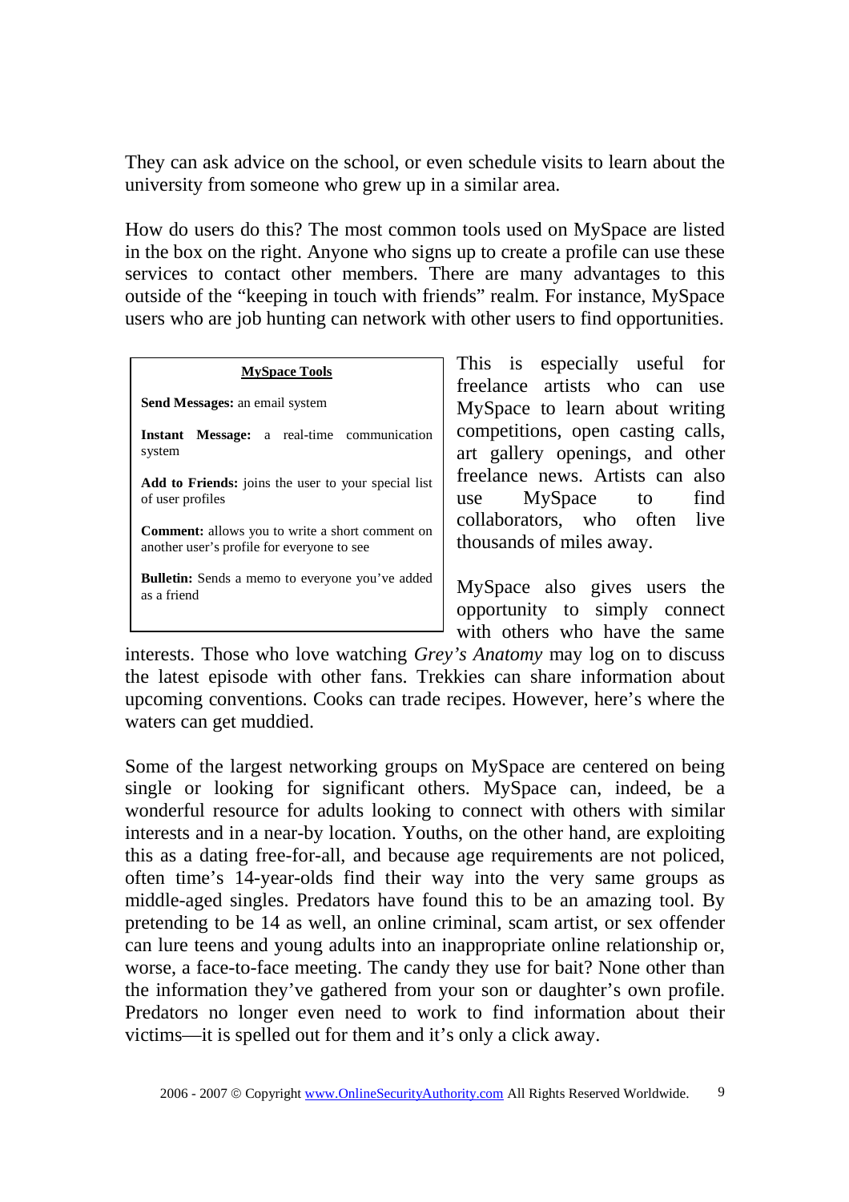They can ask advice on the school, or even schedule visits to learn about the university from someone who grew up in a similar area.

How do users do this? The most common tools used on MySpace are listed in the box on the right. Anyone who signs up to create a profile can use these services to contact other members. There are many advantages to this outside of the "keeping in touch with friends" realm. For instance, MySpace users who are job hunting can network with other users to find opportunities.

> **MySpace Tools**
>
> **Send Messages:** an email system
>
> **Instant Message:** a real-time communication system
>
> **Add to Friends:** joins the user to your special list of user profiles
>
> **Comment:** allows you to write a short comment on another user's profile for everyone to see
>
> **Bulletin:** Sends a memo to everyone you've added as a friend

This is especially useful for freelance artists who can use MySpace to learn about writing competitions, open casting calls, art gallery openings, and other freelance news. Artists can also use MySpace to find collaborators, who often live thousands of miles away.

MySpace also gives users the opportunity to simply connect with others who have the same interests. Those who love watching *Grey's Anatomy* may log on to discuss the latest episode with other fans. Trekkies can share information about upcoming conventions. Cooks can trade recipes. However, here's where the waters can get muddied.

Some of the largest networking groups on MySpace are centered on being single or looking for significant others. MySpace can, indeed, be a wonderful resource for adults looking to connect with others with similar interests and in a near-by location. Youths, on the other hand, are exploiting this as a dating free-for-all, and because age requirements are not policed, often time's 14-year-olds find their way into the very same groups as middle-aged singles. Predators have found this to be an amazing tool. By pretending to be 14 as well, an online criminal, scam artist, or sex offender can lure teens and young adults into an inappropriate online relationship or, worse, a face-to-face meeting. The candy they use for bait? None other than the information they've gathered from your son or daughter's own profile. Predators no longer even need to work to find information about their victims—it is spelled out for them and it's only a click away.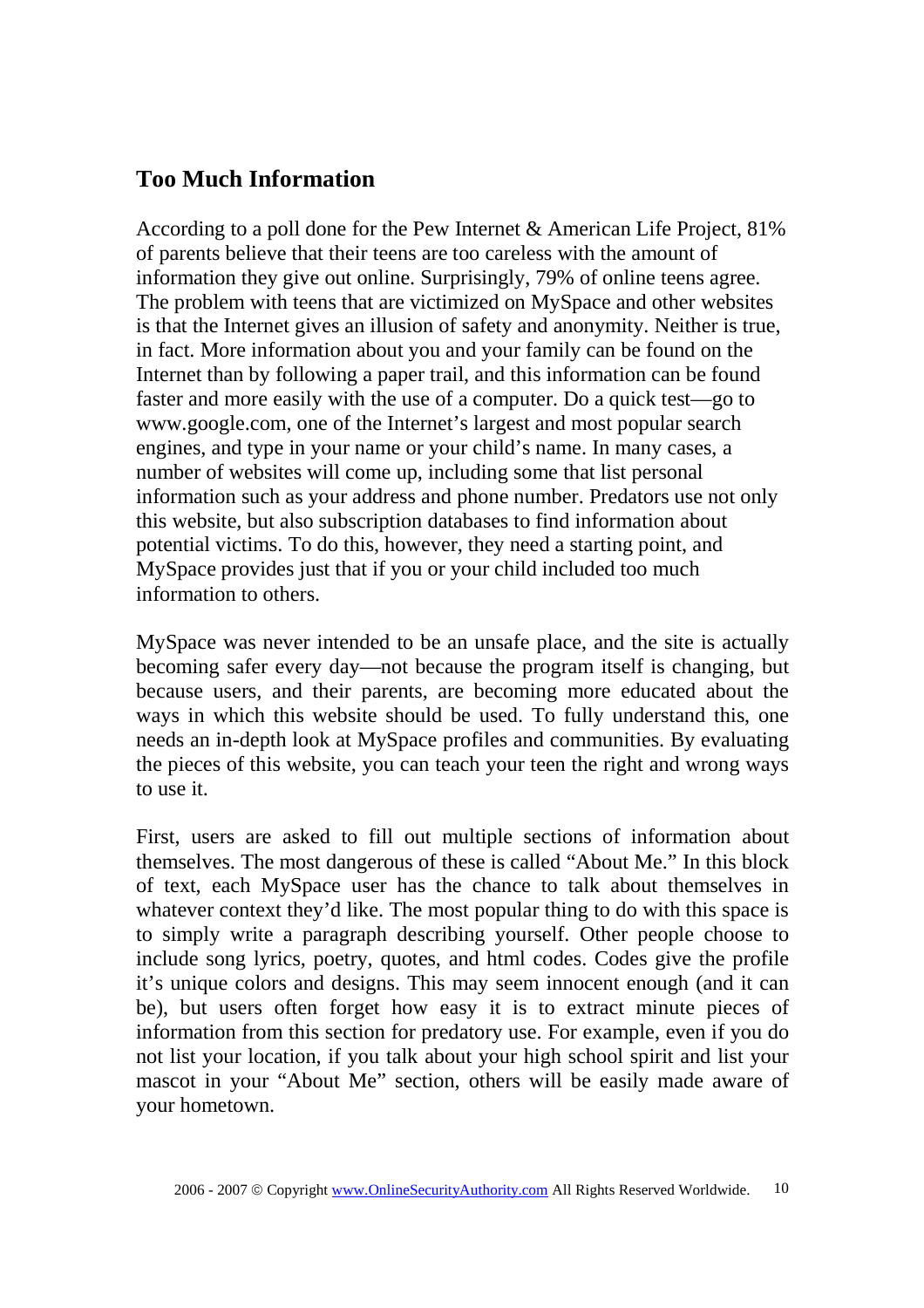## Too Much Information

According to a poll done for the Pew Internet & American Life Project, 81% of parents believe that their teens are too careless with the amount of information they give out online. Surprisingly, 79% of online teens agree. The problem with teens that are victimized on MySpace and other websites is that the Internet gives an illusion of safety and anonymity. Neither is true, in fact. More information about you and your family can be found on the Internet than by following a paper trail, and this information can be found faster and more easily with the use of a computer. Do a quick test—go to www.google.com, one of the Internet's largest and most popular search engines, and type in your name or your child's name. In many cases, a number of websites will come up, including some that list personal information such as your address and phone number. Predators use not only this website, but also subscription databases to find information about potential victims. To do this, however, they need a starting point, and MySpace provides just that if you or your child included too much information to others.

MySpace was never intended to be an unsafe place, and the site is actually becoming safer every day—not because the program itself is changing, but because users, and their parents, are becoming more educated about the ways in which this website should be used. To fully understand this, one needs an in-depth look at MySpace profiles and communities. By evaluating the pieces of this website, you can teach your teen the right and wrong ways to use it.

First, users are asked to fill out multiple sections of information about themselves. The most dangerous of these is called "About Me." In this block of text, each MySpace user has the chance to talk about themselves in whatever context they'd like. The most popular thing to do with this space is to simply write a paragraph describing yourself. Other people choose to include song lyrics, poetry, quotes, and html codes. Codes give the profile it's unique colors and designs. This may seem innocent enough (and it can be), but users often forget how easy it is to extract minute pieces of information from this section for predatory use. For example, even if you do not list your location, if you talk about your high school spirit and list your mascot in your "About Me" section, others will be easily made aware of your hometown.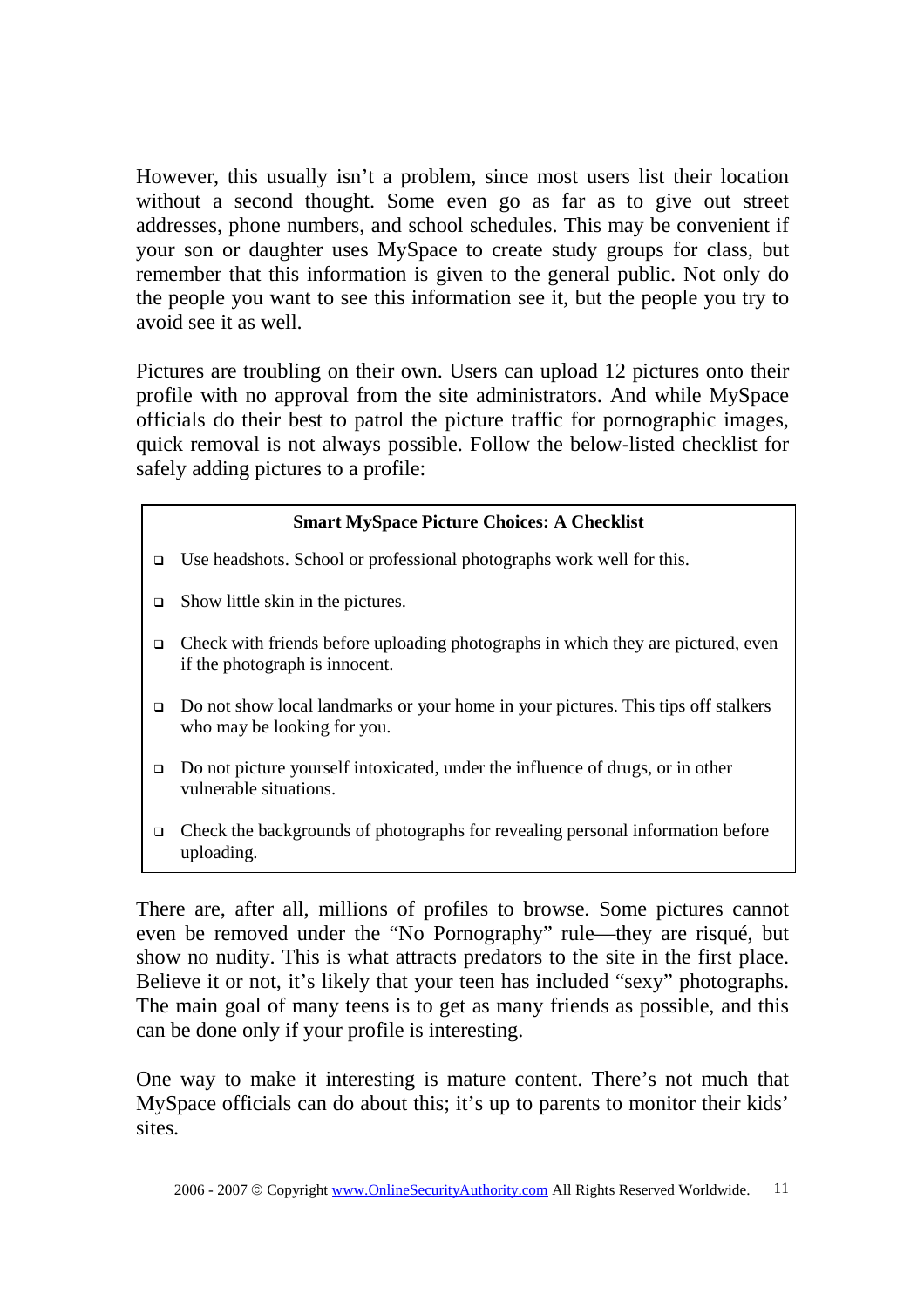However, this usually isn't a problem, since most users list their location without a second thought. Some even go as far as to give out street addresses, phone numbers, and school schedules. This may be convenient if your son or daughter uses MySpace to create study groups for class, but remember that this information is given to the general public. Not only do the people you want to see this information see it, but the people you try to avoid see it as well.

Pictures are troubling on their own. Users can upload 12 pictures onto their profile with no approval from the site administrators. And while MySpace officials do their best to patrol the picture traffic for pornographic images, quick removal is not always possible. Follow the below-listed checklist for safely adding pictures to a profile:

**Smart MySpace Picture Choices: A Checklist**

- ❑ Use headshots. School or professional photographs work well for this.
- ❑ Show little skin in the pictures.
- ❑ Check with friends before uploading photographs in which they are pictured, even if the photograph is innocent.
- ❑ Do not show local landmarks or your home in your pictures. This tips off stalkers who may be looking for you.
- ❑ Do not picture yourself intoxicated, under the influence of drugs, or in other vulnerable situations.
- ❑ Check the backgrounds of photographs for revealing personal information before uploading.

There are, after all, millions of profiles to browse. Some pictures cannot even be removed under the "No Pornography" rule—they are risqué, but show no nudity. This is what attracts predators to the site in the first place. Believe it or not, it's likely that your teen has included "sexy" photographs. The main goal of many teens is to get as many friends as possible, and this can be done only if your profile is interesting.

One way to make it interesting is mature content. There's not much that MySpace officials can do about this; it's up to parents to monitor their kids' sites.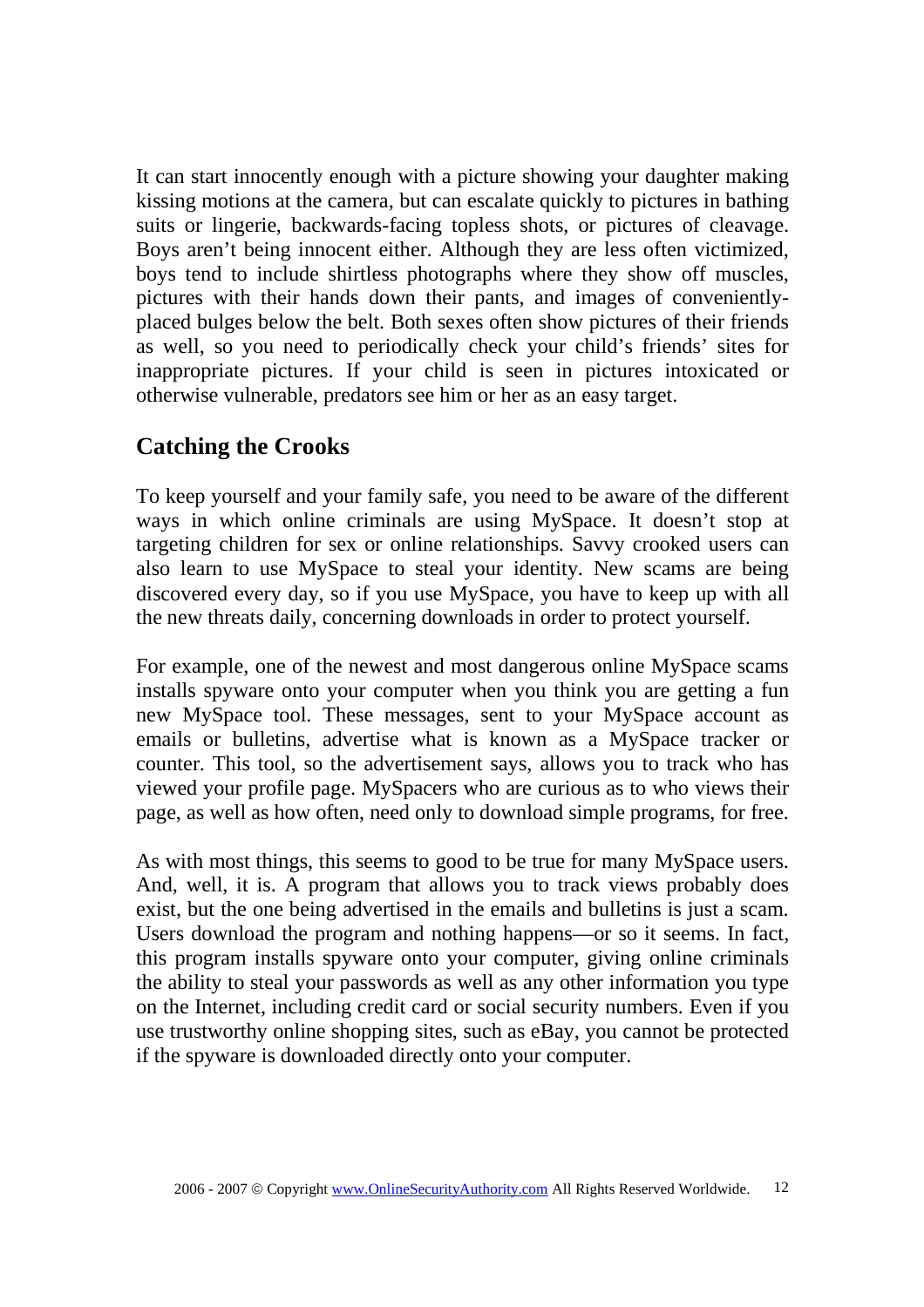It can start innocently enough with a picture showing your daughter making kissing motions at the camera, but can escalate quickly to pictures in bathing suits or lingerie, backwards-facing topless shots, or pictures of cleavage. Boys aren't being innocent either. Although they are less often victimized, boys tend to include shirtless photographs where they show off muscles, pictures with their hands down their pants, and images of conveniently-placed bulges below the belt. Both sexes often show pictures of their friends as well, so you need to periodically check your child's friends' sites for inappropriate pictures. If your child is seen in pictures intoxicated or otherwise vulnerable, predators see him or her as an easy target.

## Catching the Crooks

To keep yourself and your family safe, you need to be aware of the different ways in which online criminals are using MySpace. It doesn't stop at targeting children for sex or online relationships. Savvy crooked users can also learn to use MySpace to steal your identity. New scams are being discovered every day, so if you use MySpace, you have to keep up with all the new threats daily, concerning downloads in order to protect yourself.

For example, one of the newest and most dangerous online MySpace scams installs spyware onto your computer when you think you are getting a fun new MySpace tool. These messages, sent to your MySpace account as emails or bulletins, advertise what is known as a MySpace tracker or counter. This tool, so the advertisement says, allows you to track who has viewed your profile page. MySpacers who are curious as to who views their page, as well as how often, need only to download simple programs, for free.

As with most things, this seems to good to be true for many MySpace users. And, well, it is. A program that allows you to track views probably does exist, but the one being advertised in the emails and bulletins is just a scam. Users download the program and nothing happens—or so it seems. In fact, this program installs spyware onto your computer, giving online criminals the ability to steal your passwords as well as any other information you type on the Internet, including credit card or social security numbers. Even if you use trustworthy online shopping sites, such as eBay, you cannot be protected if the spyware is downloaded directly onto your computer.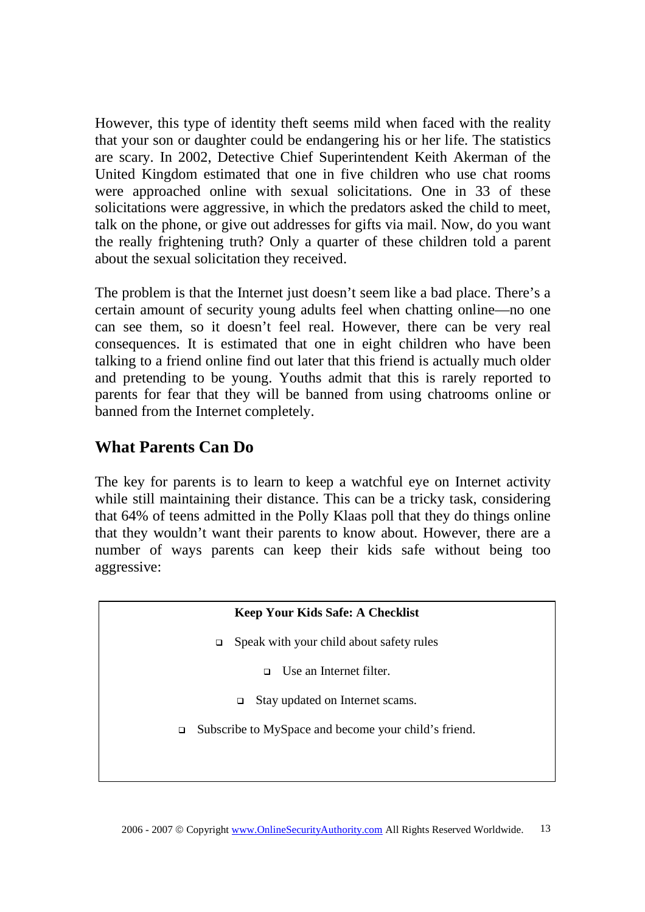However, this type of identity theft seems mild when faced with the reality that your son or daughter could be endangering his or her life. The statistics are scary. In 2002, Detective Chief Superintendent Keith Akerman of the United Kingdom estimated that one in five children who use chat rooms were approached online with sexual solicitations. One in 33 of these solicitations were aggressive, in which the predators asked the child to meet, talk on the phone, or give out addresses for gifts via mail. Now, do you want the really frightening truth? Only a quarter of these children told a parent about the sexual solicitation they received.

The problem is that the Internet just doesn't seem like a bad place. There's a certain amount of security young adults feel when chatting online—no one can see them, so it doesn't feel real. However, there can be very real consequences. It is estimated that one in eight children who have been talking to a friend online find out later that this friend is actually much older and pretending to be young. Youths admit that this is rarely reported to parents for fear that they will be banned from using chatrooms online or banned from the Internet completely.

## What Parents Can Do

The key for parents is to learn to keep a watchful eye on Internet activity while still maintaining their distance. This can be a tricky task, considering that 64% of teens admitted in the Polly Klaas poll that they do things online that they wouldn't want their parents to know about. However, there are a number of ways parents can keep their kids safe without being too aggressive:

**Keep Your Kids Safe: A Checklist**

- Speak with your child about safety rules
- Use an Internet filter.
- Stay updated on Internet scams.
- Subscribe to MySpace and become your child's friend.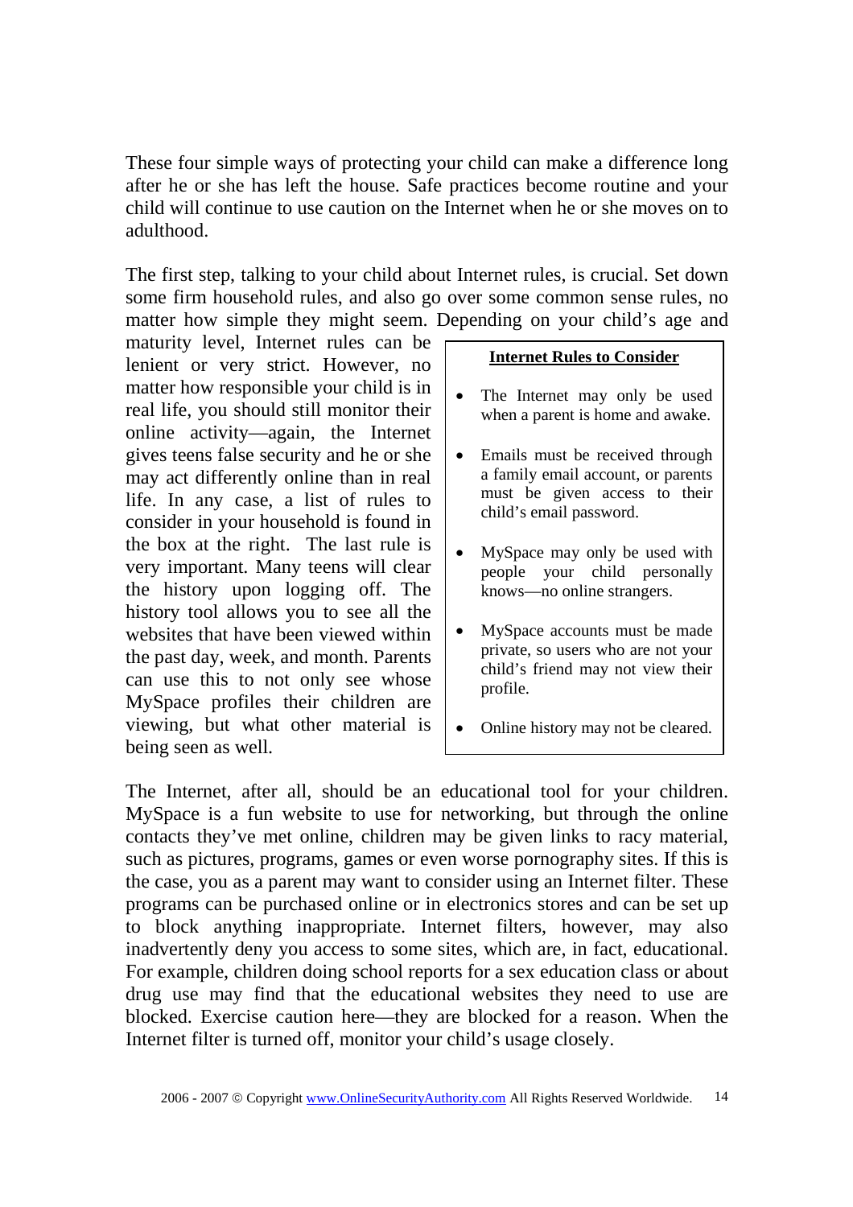These four simple ways of protecting your child can make a difference long after he or she has left the house. Safe practices become routine and your child will continue to use caution on the Internet when he or she moves on to adulthood.

The first step, talking to your child about Internet rules, is crucial. Set down some firm household rules, and also go over some common sense rules, no matter how simple they might seem. Depending on your child's age and maturity level, Internet rules can be lenient or very strict. However, no matter how responsible your child is in real life, you should still monitor their online activity—again, the Internet gives teens false security and he or she may act differently online than in real life. In any case, a list of rules to consider in your household is found in the box at the right. The last rule is very important. Many teens will clear the history upon logging off. The history tool allows you to see all the websites that have been viewed within the past day, week, and month. Parents can use this to not only see whose MySpace profiles their children are viewing, but what other material is being seen as well.

> **Internet Rules to Consider**
>
> - The Internet may only be used when a parent is home and awake.
> - Emails must be received through a family email account, or parents must be given access to their child's email password.
> - MySpace may only be used with people your child personally knows—no online strangers.
> - MySpace accounts must be made private, so users who are not your child's friend may not view their profile.
> - Online history may not be cleared.

The Internet, after all, should be an educational tool for your children. MySpace is a fun website to use for networking, but through the online contacts they've met online, children may be given links to racy material, such as pictures, programs, games or even worse pornography sites. If this is the case, you as a parent may want to consider using an Internet filter. These programs can be purchased online or in electronics stores and can be set up to block anything inappropriate. Internet filters, however, may also inadvertently deny you access to some sites, which are, in fact, educational. For example, children doing school reports for a sex education class or about drug use may find that the educational websites they need to use are blocked. Exercise caution here—they are blocked for a reason. When the Internet filter is turned off, monitor your child's usage closely.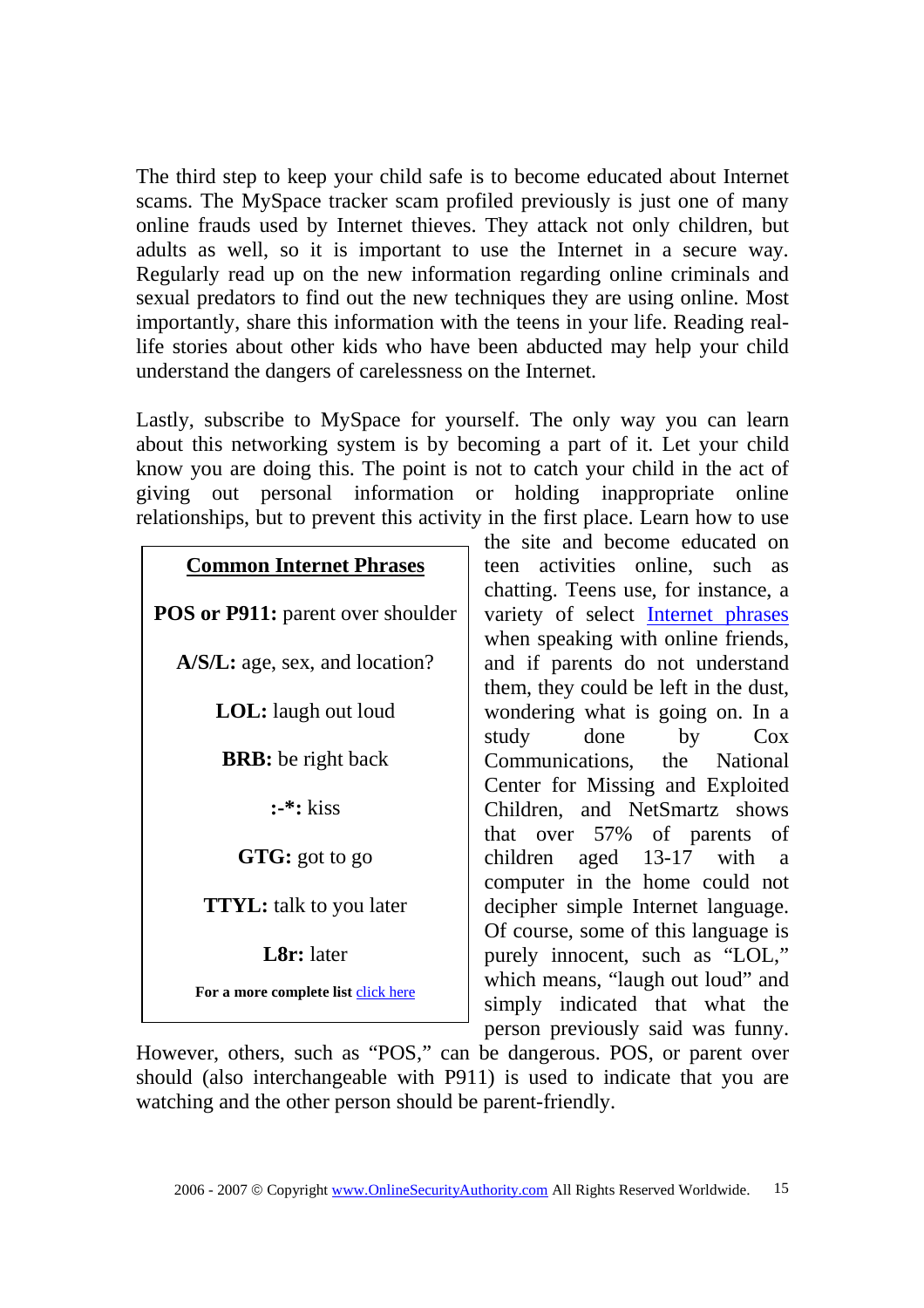The third step to keep your child safe is to become educated about Internet scams. The MySpace tracker scam profiled previously is just one of many online frauds used by Internet thieves. They attack not only children, but adults as well, so it is important to use the Internet in a secure way. Regularly read up on the new information regarding online criminals and sexual predators to find out the new techniques they are using online. Most importantly, share this information with the teens in your life. Reading real-life stories about other kids who have been abducted may help your child understand the dangers of carelessness on the Internet.

Lastly, subscribe to MySpace for yourself. The only way you can learn about this networking system is by becoming a part of it. Let your child know you are doing this. The point is not to catch your child in the act of giving out personal information or holding inappropriate online relationships, but to prevent this activity in the first place. Learn how to use the site and become educated on teen activities online, such as chatting. Teens use, for instance, a variety of select Internet phrases when speaking with online friends, and if parents do not understand them, they could be left in the dust, wondering what is going on. In a study done by Cox Communications, the National Center for Missing and Exploited Children, and NetSmartz shows that over 57% of parents of children aged 13-17 with a computer in the home could not decipher simple Internet language. Of course, some of this language is purely innocent, such as "LOL," which means, "laugh out loud" and simply indicated that what the person previously said was funny. However, others, such as "POS," can be dangerous. POS, or parent over should (also interchangeable with P911) is used to indicate that you are watching and the other person should be parent-friendly.

> **Common Internet Phrases**
>
> **POS or P911:** parent over shoulder
>
> **A/S/L:** age, sex, and location?
>
> **LOL:** laugh out loud
>
> **BRB:** be right back
>
> **:-*:** kiss
>
> **GTG:** got to go
>
> **TTYL:** talk to you later
>
> **L8r:** later
>
> **For a more complete list** click here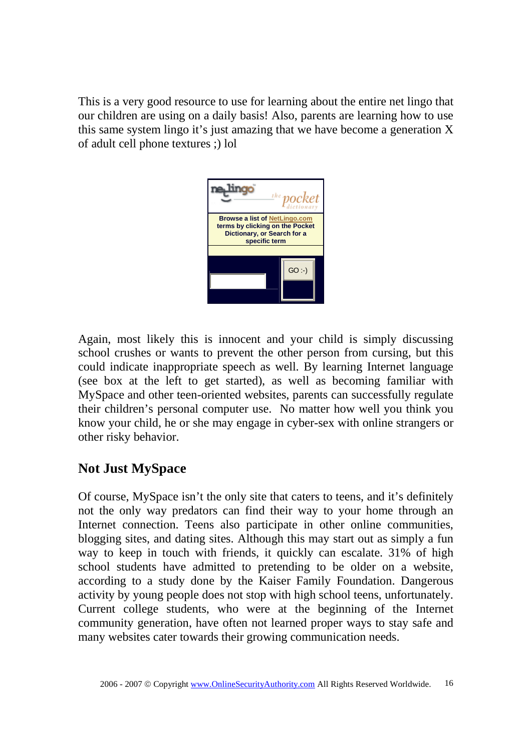This is a very good resource to use for learning about the entire net lingo that our children are using on a daily basis! Also, parents are learning how to use this same system lingo it's just amazing that we have become a generation X of adult cell phone textures ;) lol

netlingo the pocket dictionary

Browse a list of NetLingo.com terms by clicking on the Pocket Dictionary, or Search for a specific term

GO :-)

Again, most likely this is innocent and your child is simply discussing school crushes or wants to prevent the other person from cursing, but this could indicate inappropriate speech as well. By learning Internet language (see box at the left to get started), as well as becoming familiar with MySpace and other teen-oriented websites, parents can successfully regulate their children's personal computer use. No matter how well you think you know your child, he or she may engage in cyber-sex with online strangers or other risky behavior.

## Not Just MySpace

Of course, MySpace isn't the only site that caters to teens, and it's definitely not the only way predators can find their way to your home through an Internet connection. Teens also participate in other online communities, blogging sites, and dating sites. Although this may start out as simply a fun way to keep in touch with friends, it quickly can escalate. 31% of high school students have admitted to pretending to be older on a website, according to a study done by the Kaiser Family Foundation. Dangerous activity by young people does not stop with high school teens, unfortunately. Current college students, who were at the beginning of the Internet community generation, have often not learned proper ways to stay safe and many websites cater towards their growing communication needs.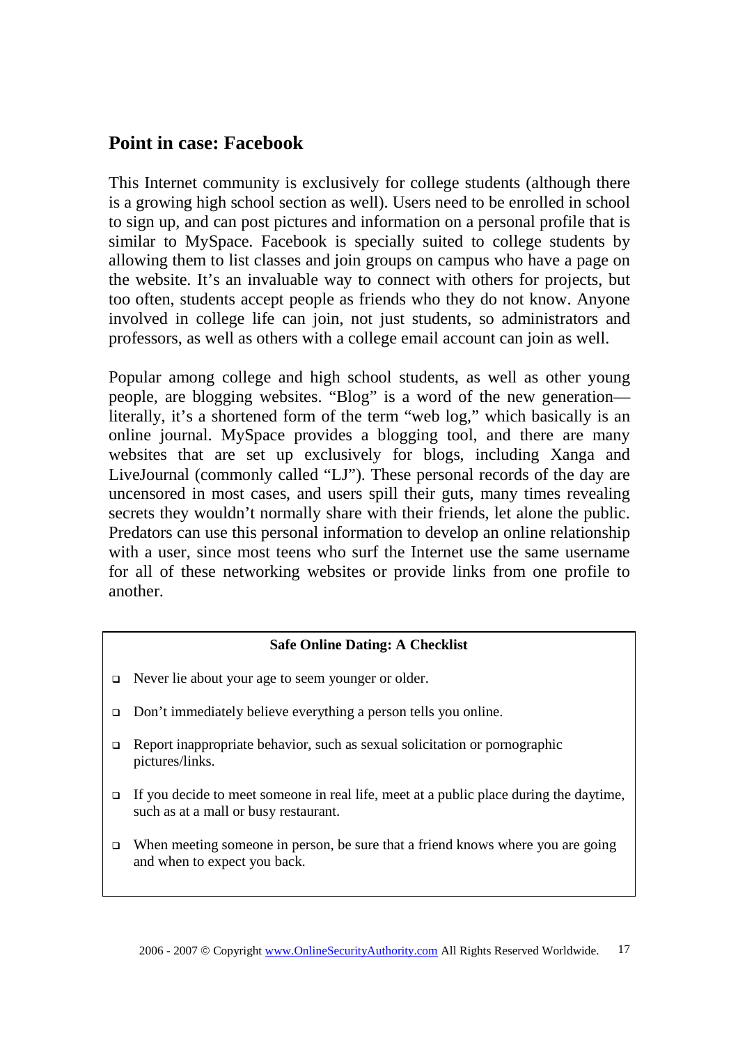## Point in case: Facebook

This Internet community is exclusively for college students (although there is a growing high school section as well). Users need to be enrolled in school to sign up, and can post pictures and information on a personal profile that is similar to MySpace. Facebook is specially suited to college students by allowing them to list classes and join groups on campus who have a page on the website. It's an invaluable way to connect with others for projects, but too often, students accept people as friends who they do not know. Anyone involved in college life can join, not just students, so administrators and professors, as well as others with a college email account can join as well.

Popular among college and high school students, as well as other young people, are blogging websites. "Blog" is a word of the new generation—literally, it's a shortened form of the term "web log," which basically is an online journal. MySpace provides a blogging tool, and there are many websites that are set up exclusively for blogs, including Xanga and LiveJournal (commonly called "LJ"). These personal records of the day are uncensored in most cases, and users spill their guts, many times revealing secrets they wouldn't normally share with their friends, let alone the public. Predators can use this personal information to develop an online relationship with a user, since most teens who surf the Internet use the same username for all of these networking websites or provide links from one profile to another.

**Safe Online Dating: A Checklist**

- Never lie about your age to seem younger or older.
- Don't immediately believe everything a person tells you online.
- Report inappropriate behavior, such as sexual solicitation or pornographic pictures/links.
- If you decide to meet someone in real life, meet at a public place during the daytime, such as at a mall or busy restaurant.
- When meeting someone in person, be sure that a friend knows where you are going and when to expect you back.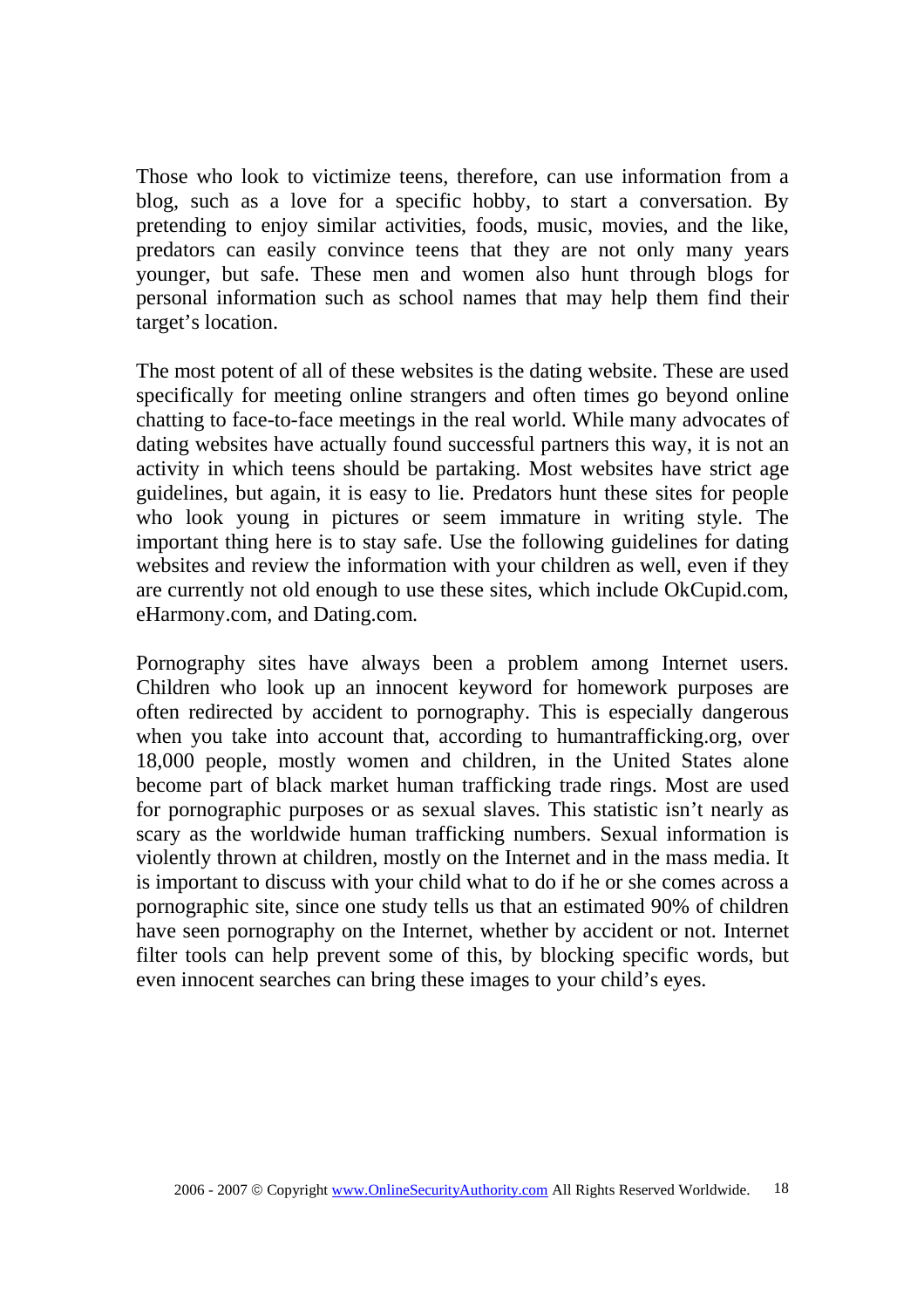Those who look to victimize teens, therefore, can use information from a blog, such as a love for a specific hobby, to start a conversation. By pretending to enjoy similar activities, foods, music, movies, and the like, predators can easily convince teens that they are not only many years younger, but safe. These men and women also hunt through blogs for personal information such as school names that may help them find their target's location.

The most potent of all of these websites is the dating website. These are used specifically for meeting online strangers and often times go beyond online chatting to face-to-face meetings in the real world. While many advocates of dating websites have actually found successful partners this way, it is not an activity in which teens should be partaking. Most websites have strict age guidelines, but again, it is easy to lie. Predators hunt these sites for people who look young in pictures or seem immature in writing style. The important thing here is to stay safe. Use the following guidelines for dating websites and review the information with your children as well, even if they are currently not old enough to use these sites, which include OkCupid.com, eHarmony.com, and Dating.com.

Pornography sites have always been a problem among Internet users. Children who look up an innocent keyword for homework purposes are often redirected by accident to pornography. This is especially dangerous when you take into account that, according to humantrafficking.org, over 18,000 people, mostly women and children, in the United States alone become part of black market human trafficking trade rings. Most are used for pornographic purposes or as sexual slaves. This statistic isn't nearly as scary as the worldwide human trafficking numbers. Sexual information is violently thrown at children, mostly on the Internet and in the mass media. It is important to discuss with your child what to do if he or she comes across a pornographic site, since one study tells us that an estimated 90% of children have seen pornography on the Internet, whether by accident or not. Internet filter tools can help prevent some of this, by blocking specific words, but even innocent searches can bring these images to your child's eyes.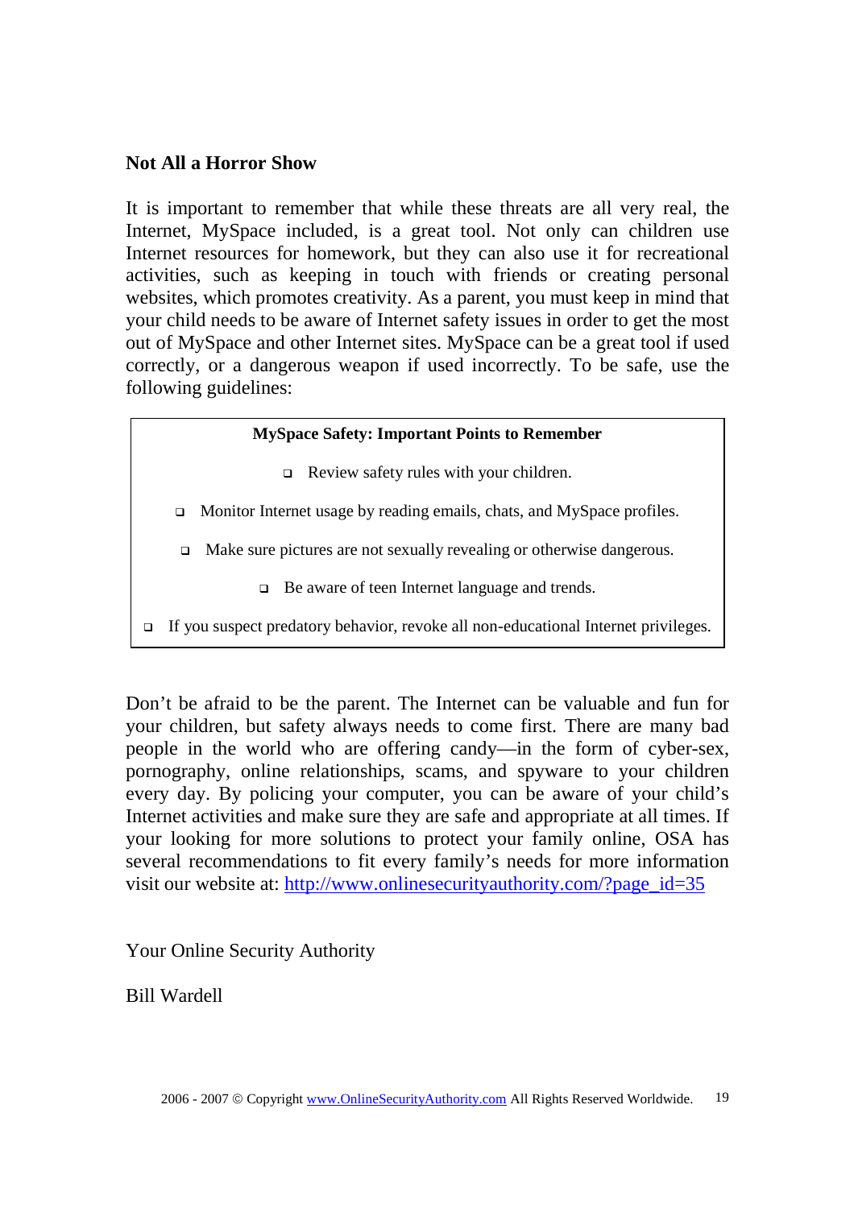### Not All a Horror Show

It is important to remember that while these threats are all very real, the Internet, MySpace included, is a great tool. Not only can children use Internet resources for homework, but they can also use it for recreational activities, such as keeping in touch with friends or creating personal websites, which promotes creativity. As a parent, you must keep in mind that your child needs to be aware of Internet safety issues in order to get the most out of MySpace and other Internet sites. MySpace can be a great tool if used correctly, or a dangerous weapon if used incorrectly. To be safe, use the following guidelines:

**MySpace Safety: Important Points to Remember**

- Review safety rules with your children.
- Monitor Internet usage by reading emails, chats, and MySpace profiles.
- Make sure pictures are not sexually revealing or otherwise dangerous.
- Be aware of teen Internet language and trends.
- If you suspect predatory behavior, revoke all non-educational Internet privileges.

Don't be afraid to be the parent. The Internet can be valuable and fun for your children, but safety always needs to come first. There are many bad people in the world who are offering candy—in the form of cyber-sex, pornography, online relationships, scams, and spyware to your children every day. By policing your computer, you can be aware of your child's Internet activities and make sure they are safe and appropriate at all times. If your looking for more solutions to protect your family online, OSA has several recommendations to fit every family's needs for more information visit our website at: http://www.onlinesecurityauthority.com/?page_id=35

Your Online Security Authority

Bill Wardell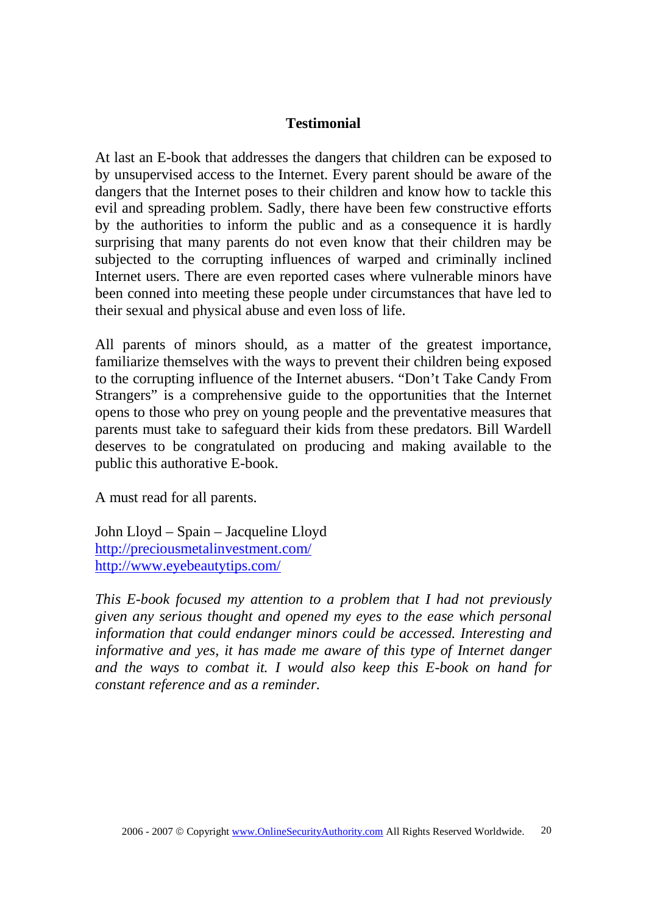## Testimonial

At last an E-book that addresses the dangers that children can be exposed to by unsupervised access to the Internet. Every parent should be aware of the dangers that the Internet poses to their children and know how to tackle this evil and spreading problem. Sadly, there have been few constructive efforts by the authorities to inform the public and as a consequence it is hardly surprising that many parents do not even know that their children may be subjected to the corrupting influences of warped and criminally inclined Internet users. There are even reported cases where vulnerable minors have been conned into meeting these people under circumstances that have led to their sexual and physical abuse and even loss of life.

All parents of minors should, as a matter of the greatest importance, familiarize themselves with the ways to prevent their children being exposed to the corrupting influence of the Internet abusers. "Don't Take Candy From Strangers" is a comprehensive guide to the opportunities that the Internet opens to those who prey on young people and the preventative measures that parents must take to safeguard their kids from these predators. Bill Wardell deserves to be congratulated on producing and making available to the public this authorative E-book.

A must read for all parents.

John Lloyd – Spain – Jacqueline Lloyd
http://preciousmetalinvestment.com/
http://www.eyebeautytips.com/

*This E-book focused my attention to a problem that I had not previously given any serious thought and opened my eyes to the ease which personal information that could endanger minors could be accessed. Interesting and informative and yes, it has made me aware of this type of Internet danger and the ways to combat it. I would also keep this E-book on hand for constant reference and as a reminder.*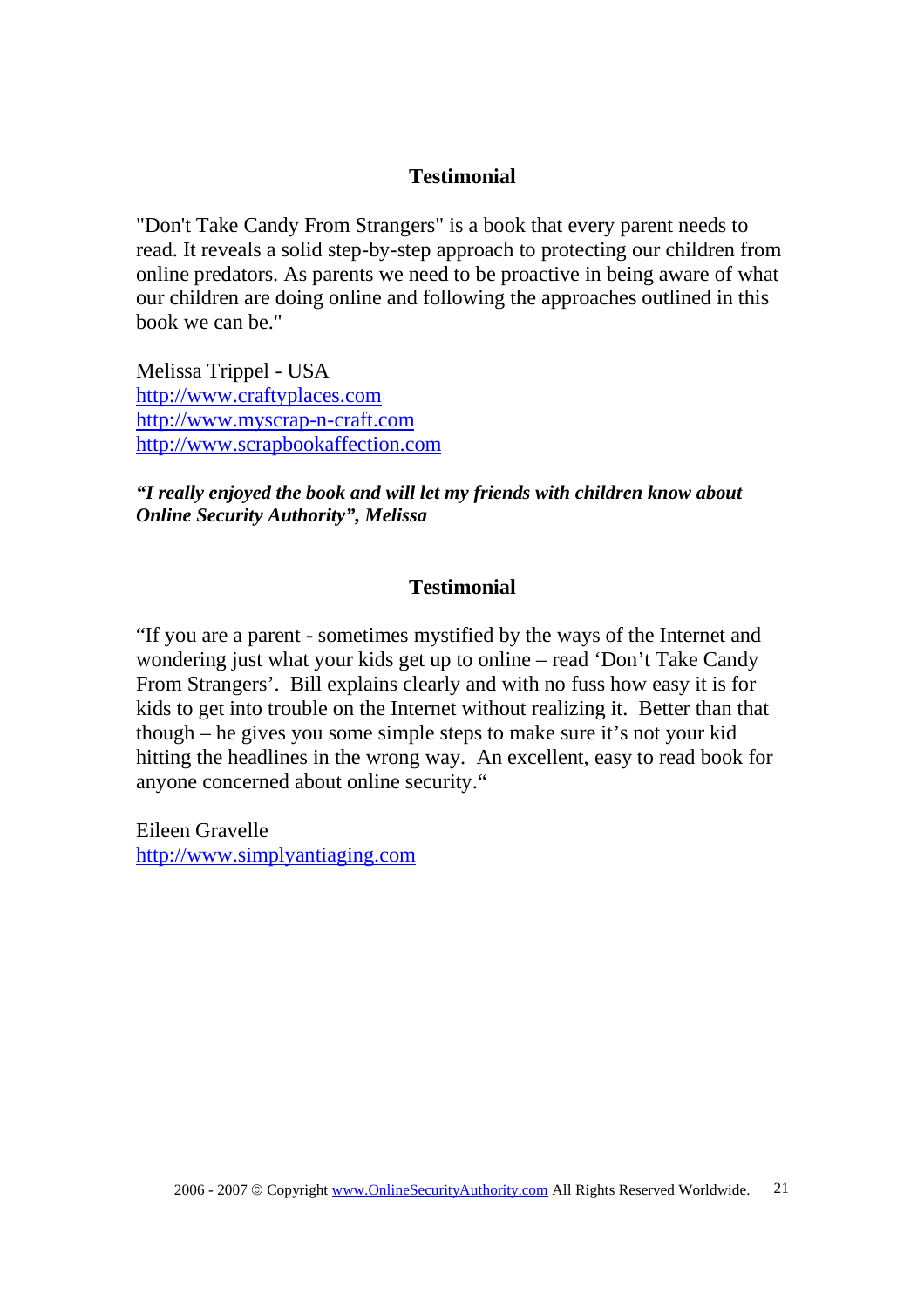## Testimonial

"Don't Take Candy From Strangers" is a book that every parent needs to read. It reveals a solid step-by-step approach to protecting our children from online predators. As parents we need to be proactive in being aware of what our children are doing online and following the approaches outlined in this book we can be."

Melissa Trippel - USA
http://www.craftyplaces.com
http://www.myscrap-n-craft.com
http://www.scrapbookaffection.com

***"I really enjoyed the book and will let my friends with children know about Online Security Authority", Melissa***

## Testimonial

"If you are a parent - sometimes mystified by the ways of the Internet and wondering just what your kids get up to online – read 'Don't Take Candy From Strangers'. Bill explains clearly and with no fuss how easy it is for kids to get into trouble on the Internet without realizing it. Better than that though – he gives you some simple steps to make sure it's not your kid hitting the headlines in the wrong way. An excellent, easy to read book for anyone concerned about online security."

Eileen Gravelle
http://www.simplyantiaging.com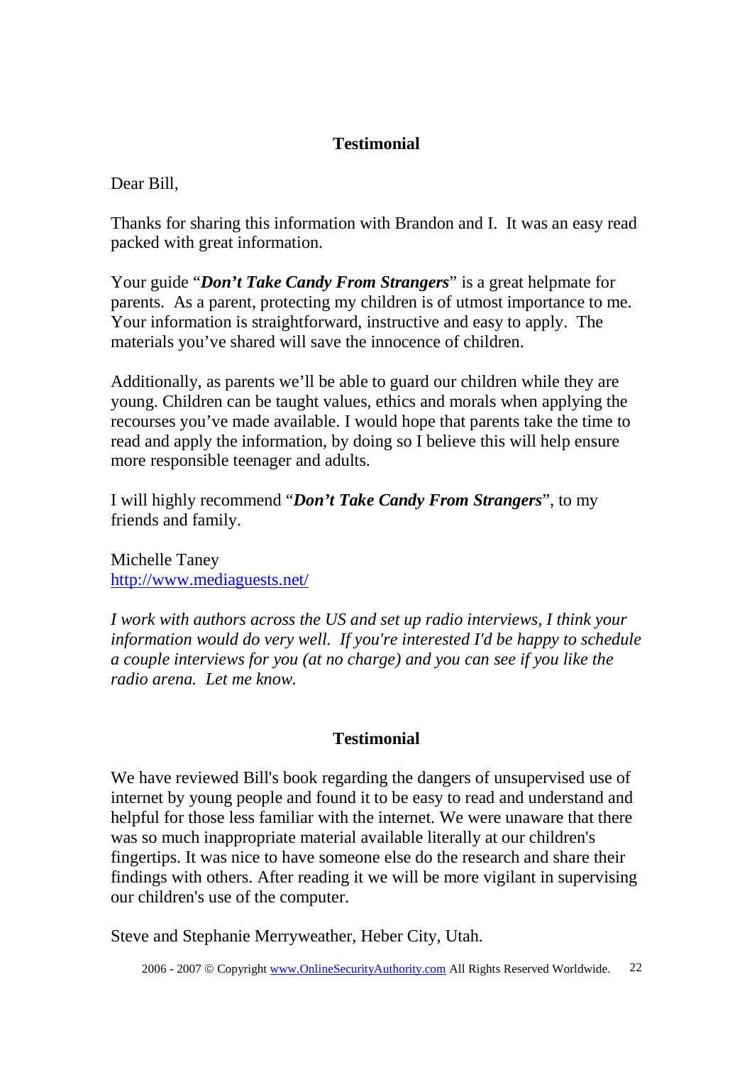## Testimonial

Dear Bill,

Thanks for sharing this information with Brandon and I. It was an easy read packed with great information.

Your guide "***Don't Take Candy From Strangers***" is a great helpmate for parents. As a parent, protecting my children is of utmost importance to me. Your information is straightforward, instructive and easy to apply. The materials you've shared will save the innocence of children.

Additionally, as parents we'll be able to guard our children while they are young. Children can be taught values, ethics and morals when applying the recourses you've made available. I would hope that parents take the time to read and apply the information, by doing so I believe this will help ensure more responsible teenager and adults.

I will highly recommend "***Don't Take Candy From Strangers***", to my friends and family.

Michelle Taney
http://www.mediaguests.net/

*I work with authors across the US and set up radio interviews, I think your information would do very well. If you're interested I'd be happy to schedule a couple interviews for you (at no charge) and you can see if you like the radio arena. Let me know.*

## Testimonial

We have reviewed Bill's book regarding the dangers of unsupervised use of internet by young people and found it to be easy to read and understand and helpful for those less familiar with the internet. We were unaware that there was so much inappropriate material available literally at our children's fingertips. It was nice to have someone else do the research and share their findings with others. After reading it we will be more vigilant in supervising our children's use of the computer.

Steve and Stephanie Merryweather, Heber City, Utah.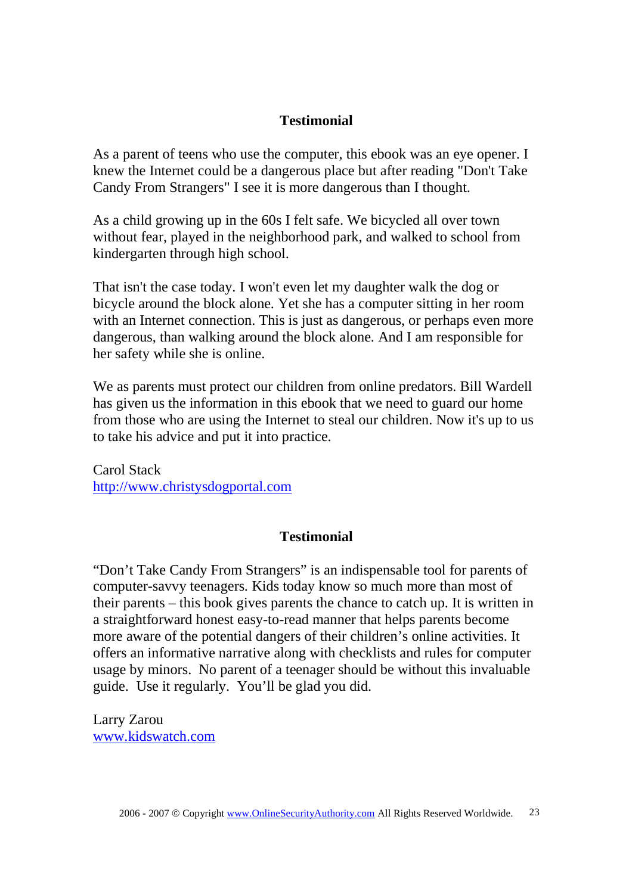## Testimonial

As a parent of teens who use the computer, this ebook was an eye opener. I knew the Internet could be a dangerous place but after reading "Don't Take Candy From Strangers" I see it is more dangerous than I thought.

As a child growing up in the 60s I felt safe. We bicycled all over town without fear, played in the neighborhood park, and walked to school from kindergarten through high school.

That isn't the case today. I won't even let my daughter walk the dog or bicycle around the block alone. Yet she has a computer sitting in her room with an Internet connection. This is just as dangerous, or perhaps even more dangerous, than walking around the block alone. And I am responsible for her safety while she is online.

We as parents must protect our children from online predators. Bill Wardell has given us the information in this ebook that we need to guard our home from those who are using the Internet to steal our children. Now it's up to us to take his advice and put it into practice.

Carol Stack
http://www.christysdogportal.com

## Testimonial

"Don't Take Candy From Strangers" is an indispensable tool for parents of computer-savvy teenagers. Kids today know so much more than most of their parents – this book gives parents the chance to catch up. It is written in a straightforward honest easy-to-read manner that helps parents become more aware of the potential dangers of their children's online activities. It offers an informative narrative along with checklists and rules for computer usage by minors. No parent of a teenager should be without this invaluable guide. Use it regularly. You'll be glad you did.

Larry Zarou
www.kidswatch.com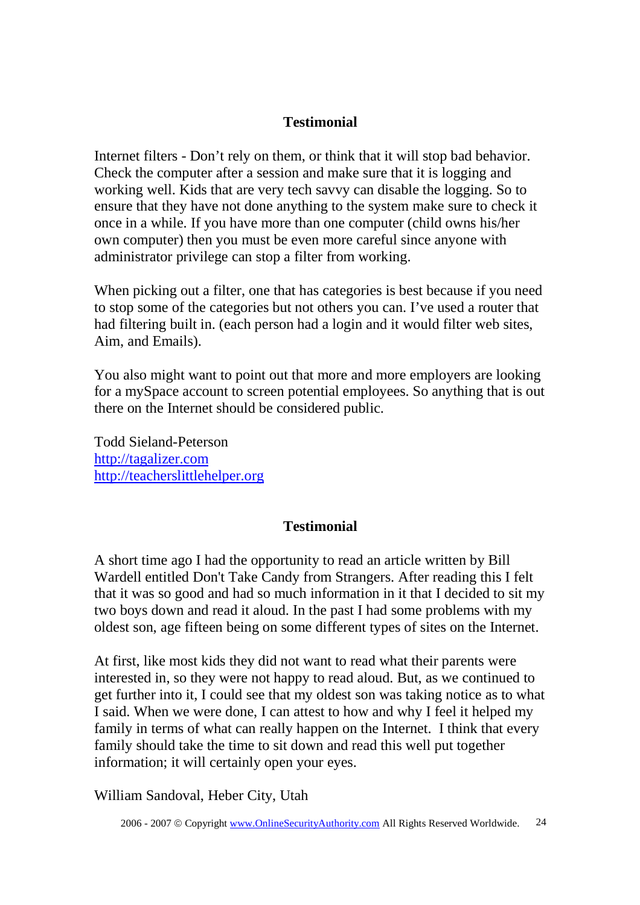## Testimonial

Internet filters - Don't rely on them, or think that it will stop bad behavior. Check the computer after a session and make sure that it is logging and working well. Kids that are very tech savvy can disable the logging. So to ensure that they have not done anything to the system make sure to check it once in a while. If you have more than one computer (child owns his/her own computer) then you must be even more careful since anyone with administrator privilege can stop a filter from working.

When picking out a filter, one that has categories is best because if you need to stop some of the categories but not others you can. I've used a router that had filtering built in. (each person had a login and it would filter web sites, Aim, and Emails).

You also might want to point out that more and more employers are looking for a mySpace account to screen potential employees. So anything that is out there on the Internet should be considered public.

Todd Sieland-Peterson
http://tagalizer.com
http://teacherslittlehelper.org

## Testimonial

A short time ago I had the opportunity to read an article written by Bill Wardell entitled Don't Take Candy from Strangers. After reading this I felt that it was so good and had so much information in it that I decided to sit my two boys down and read it aloud. In the past I had some problems with my oldest son, age fifteen being on some different types of sites on the Internet.

At first, like most kids they did not want to read what their parents were interested in, so they were not happy to read aloud. But, as we continued to get further into it, I could see that my oldest son was taking notice as to what I said. When we were done, I can attest to how and why I feel it helped my family in terms of what can really happen on the Internet. I think that every family should take the time to sit down and read this well put together information; it will certainly open your eyes.

William Sandoval, Heber City, Utah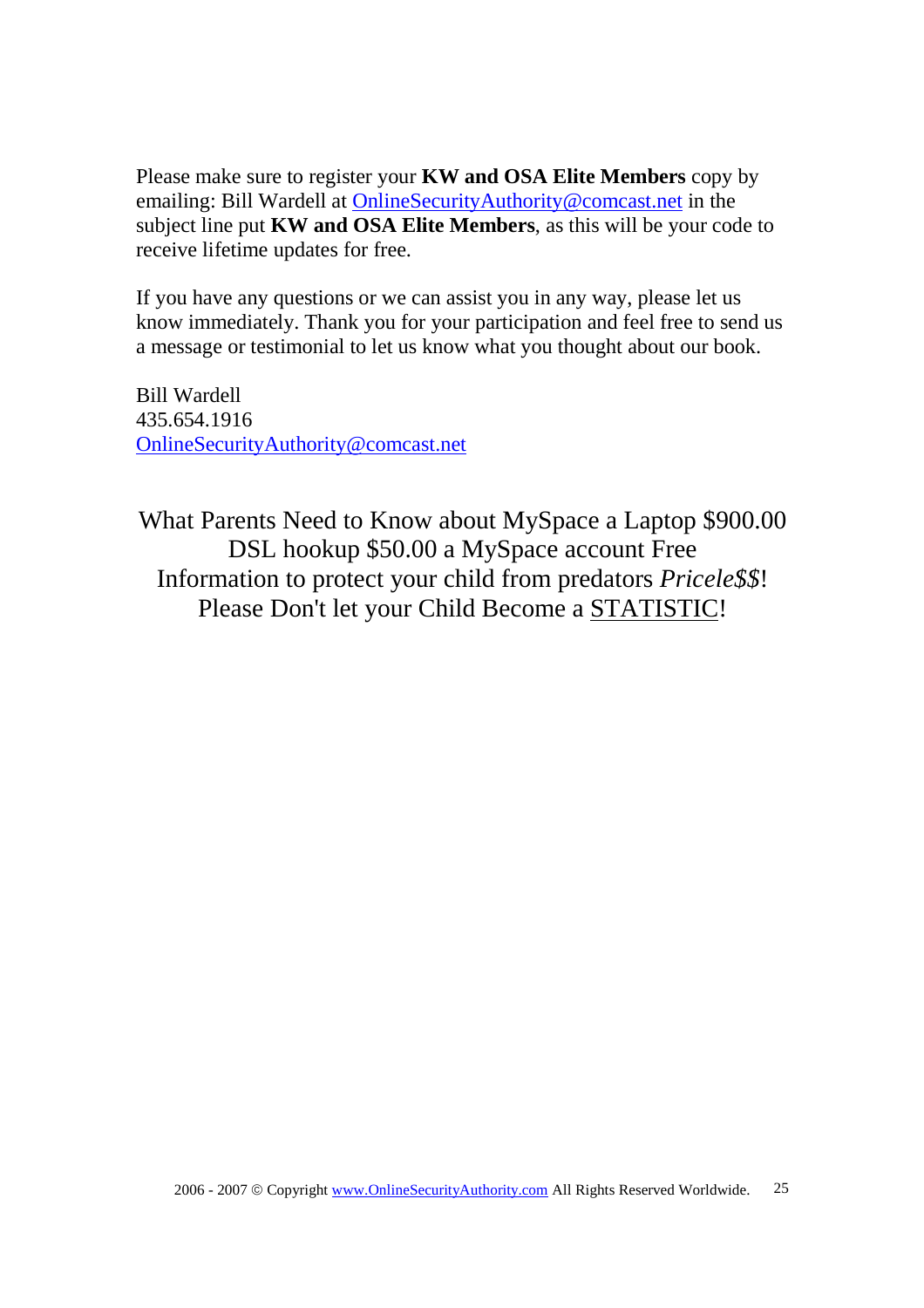Please make sure to register your **KW and OSA Elite Members** copy by emailing: Bill Wardell at [OnlineSecurityAuthority@comcast.net](mailto:OnlineSecurityAuthority@comcast.net) in the subject line put **KW and OSA Elite Members**, as this will be your code to receive lifetime updates for free.

If you have any questions or we can assist you in any way, please let us know immediately. Thank you for your participation and feel free to send us a message or testimonial to let us know what you thought about our book.

Bill Wardell  
435.654.1916  
[OnlineSecurityAuthority@comcast.net](mailto:OnlineSecurityAuthority@comcast.net)

What Parents Need to Know about MySpace a Laptop $900.00  
DSL hookup $50.00 a MySpace account Free  
Information to protect your child from predators *Pricele$$*!  
Please Don't let your Child Become a <u>STATISTIC</u>!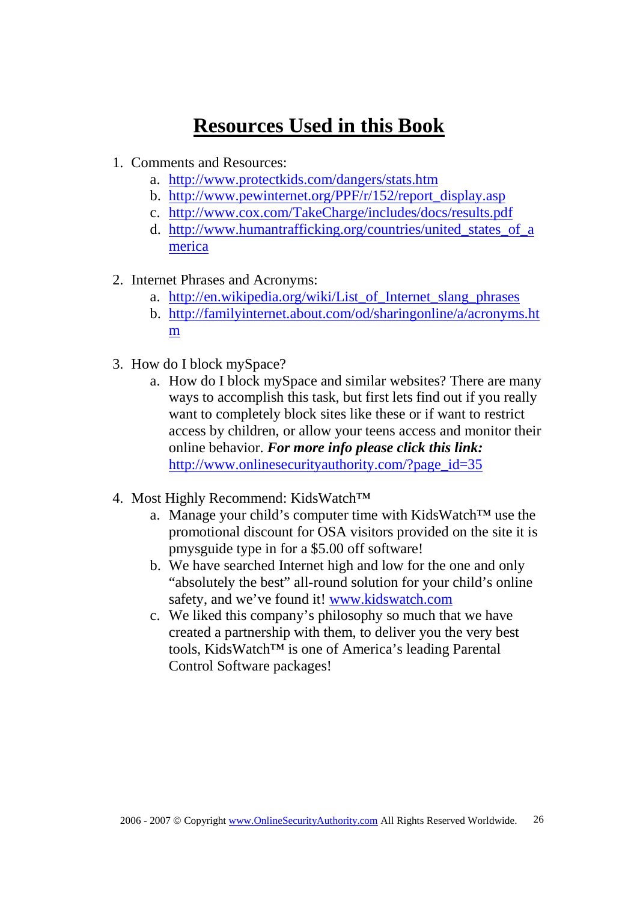# Resources Used in this Book

1. Comments and Resources:
    a. http://www.protectkids.com/dangers/stats.htm
    b. http://www.pewinternet.org/PPF/r/152/report_display.asp
    c. http://www.cox.com/TakeCharge/includes/docs/results.pdf
    d. http://www.humantrafficking.org/countries/united_states_of_america

2. Internet Phrases and Acronyms:
    a. http://en.wikipedia.org/wiki/List_of_Internet_slang_phrases
    b. http://familyinternet.about.com/od/sharingonline/a/acronyms.htm

3. How do I block mySpace?
    a. How do I block mySpace and similar websites? There are many ways to accomplish this task, but first lets find out if you really want to completely block sites like these or if want to restrict access by children, or allow your teens access and monitor their online behavior. ***For more info please click this link:*** http://www.onlinesecurityauthority.com/?page_id=35

4. Most Highly Recommend: KidsWatch™
    a. Manage your child's computer time with KidsWatch™ use the promotional discount for OSA visitors provided on the site it is pmysguide type in for a $5.00 off software!
    b. We have searched Internet high and low for the one and only "absolutely the best" all-round solution for your child's online safety, and we've found it! www.kidswatch.com
    c. We liked this company's philosophy so much that we have created a partnership with them, to deliver you the very best tools, KidsWatch™ is one of America's leading Parental Control Software packages!

2006 - 2007 © Copyright www.OnlineSecurityAuthority.com All Rights Reserved Worldwide.